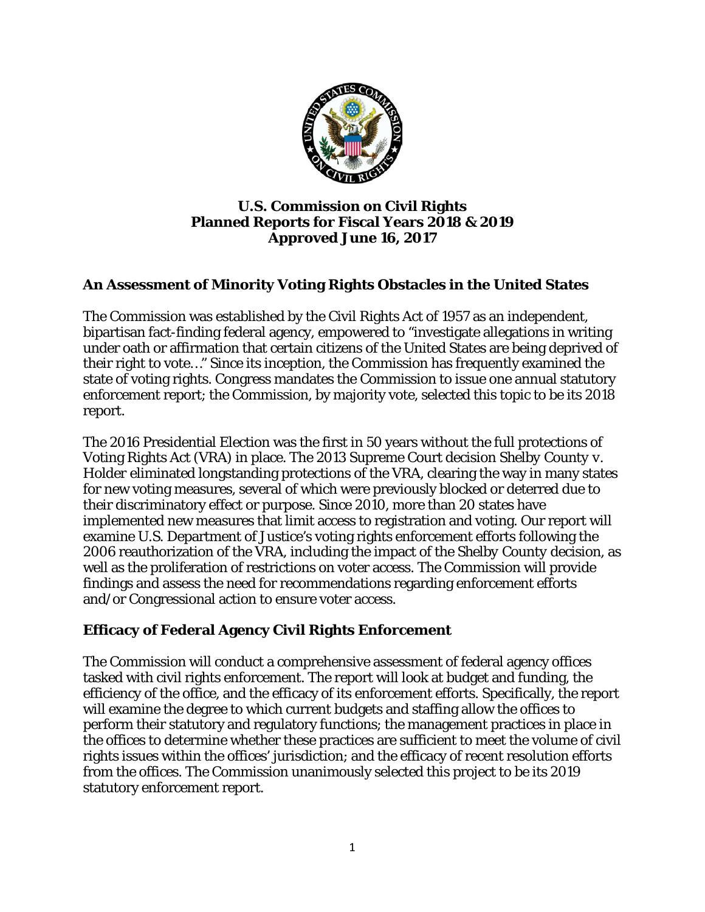# U.S. Commission on Civil Rights
# Planned Reports for Fiscal Years 2018 & 2019
# Approved June 16, 2017

## An Assessment of Minority Voting Rights Obstacles in the United States

The Commission was established by the Civil Rights Act of 1957 as an independent, bipartisan fact-finding federal agency, empowered to "investigate allegations in writing under oath or affirmation that certain citizens of the United States are being deprived of their right to vote…" Since its inception, the Commission has frequently examined the state of voting rights. Congress mandates the Commission to issue one annual statutory enforcement report; the Commission, by majority vote, selected this topic to be its 2018 report.

The 2016 Presidential Election was the first in 50 years without the full protections of Voting Rights Act (VRA) in place. The 2013 Supreme Court decision Shelby County v. Holder eliminated longstanding protections of the VRA, clearing the way in many states for new voting measures, several of which were previously blocked or deterred due to their discriminatory effect or purpose. Since 2010, more than 20 states have implemented new measures that limit access to registration and voting. Our report will examine U.S. Department of Justice's voting rights enforcement efforts following the 2006 reauthorization of the VRA, including the impact of the Shelby County decision, as well as the proliferation of restrictions on voter access. The Commission will provide findings and assess the need for recommendations regarding enforcement efforts and/or Congressional action to ensure voter access.

## Efficacy of Federal Agency Civil Rights Enforcement

The Commission will conduct a comprehensive assessment of federal agency offices tasked with civil rights enforcement. The report will look at budget and funding, the efficiency of the office, and the efficacy of its enforcement efforts. Specifically, the report will examine the degree to which current budgets and staffing allow the offices to perform their statutory and regulatory functions; the management practices in place in the offices to determine whether these practices are sufficient to meet the volume of civil rights issues within the offices' jurisdiction; and the efficacy of recent resolution efforts from the offices. The Commission unanimously selected this project to be its 2019 statutory enforcement report.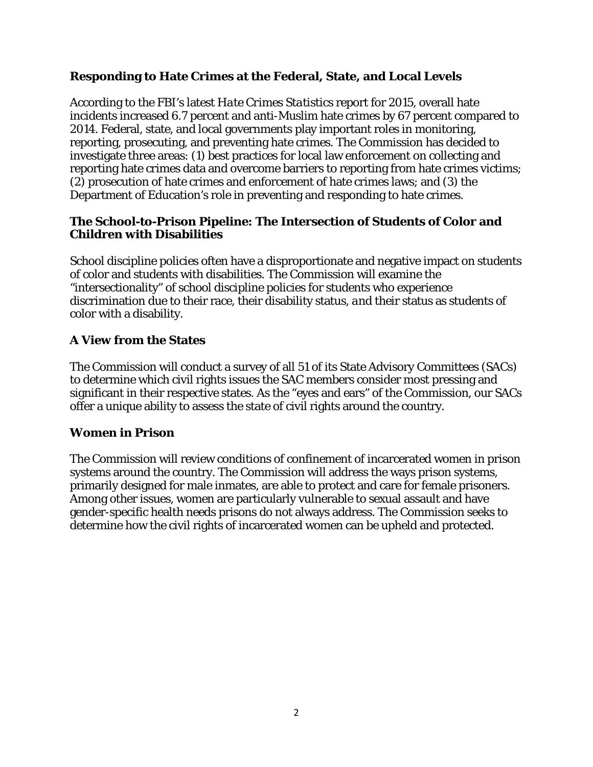### Responding to Hate Crimes at the Federal, State, and Local Levels

According to the FBI's latest *Hate Crimes Statistics* report for 2015, overall hate incidents increased 6.7 percent and anti-Muslim hate crimes by 67 percent compared to 2014. Federal, state, and local governments play important roles in monitoring, reporting, prosecuting, and preventing hate crimes. The Commission has decided to investigate three areas: (1) best practices for local law enforcement on collecting and reporting hate crimes data and overcome barriers to reporting from hate crimes victims; (2) prosecution of hate crimes and enforcement of hate crimes laws; and (3) the Department of Education's role in preventing and responding to hate crimes.

### The School-to-Prison Pipeline: The Intersection of Students of Color and Children with Disabilities

School discipline policies often have a disproportionate and negative impact on students of color and students with disabilities. The Commission will examine the "intersectionality" of school discipline policies for students who experience discrimination due to their race, their disability status, *and* their status as students of color with a disability.

### A View from the States

The Commission will conduct a survey of all 51 of its State Advisory Committees (SACs) to determine which civil rights issues the SAC members consider most pressing and significant in their respective states. As the "eyes and ears" of the Commission, our SACs offer a unique ability to assess the state of civil rights around the country.

### Women in Prison

The Commission will review conditions of confinement of incarcerated women in prison systems around the country. The Commission will address the ways prison systems, primarily designed for male inmates, are able to protect and care for female prisoners. Among other issues, women are particularly vulnerable to sexual assault and have gender-specific health needs prisons do not always address. The Commission seeks to determine how the civil rights of incarcerated women can be upheld and protected.